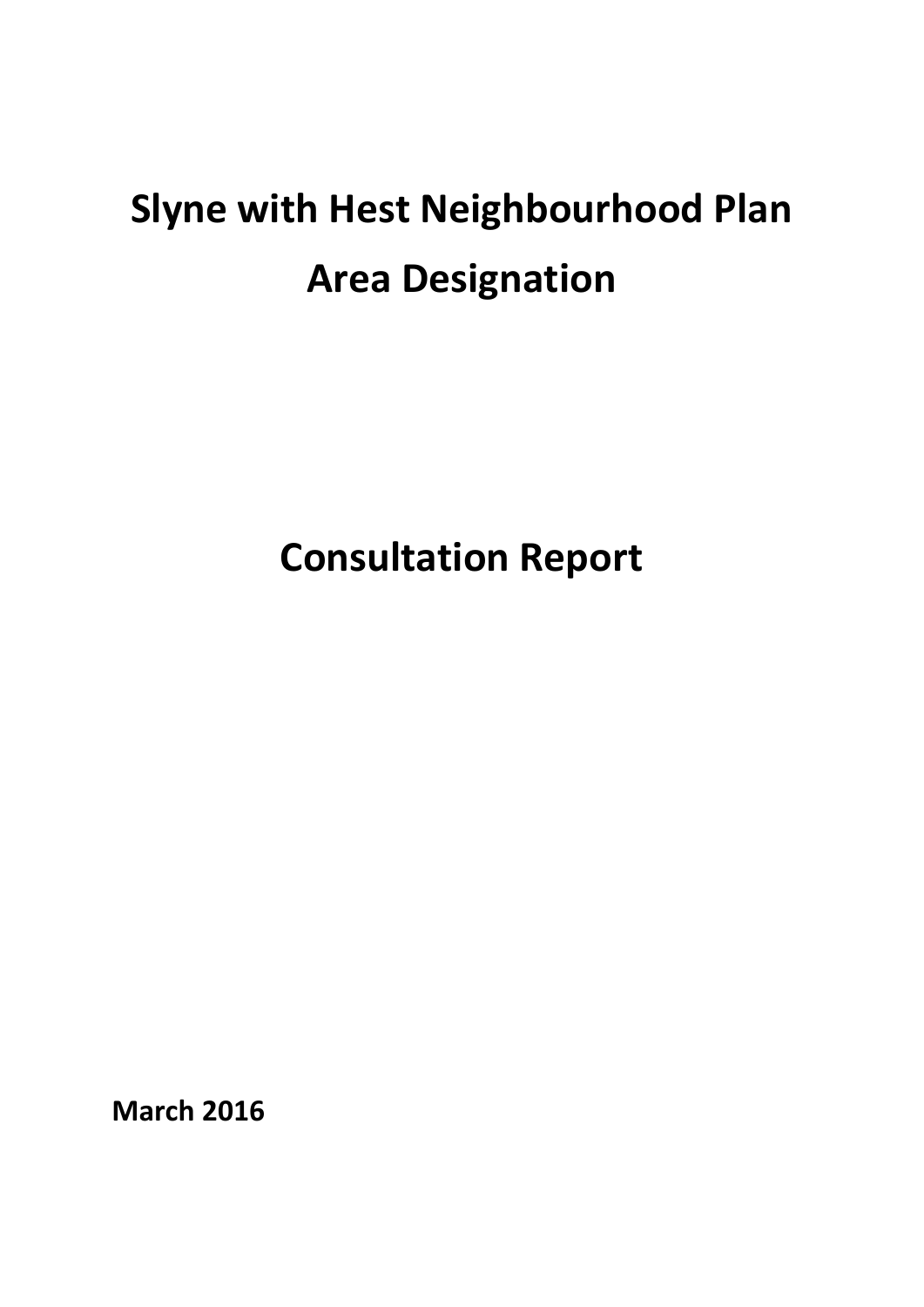# Slyne with Hest Neighbourhood Plan

# Area Designation

# Consultation Report

**March 2016**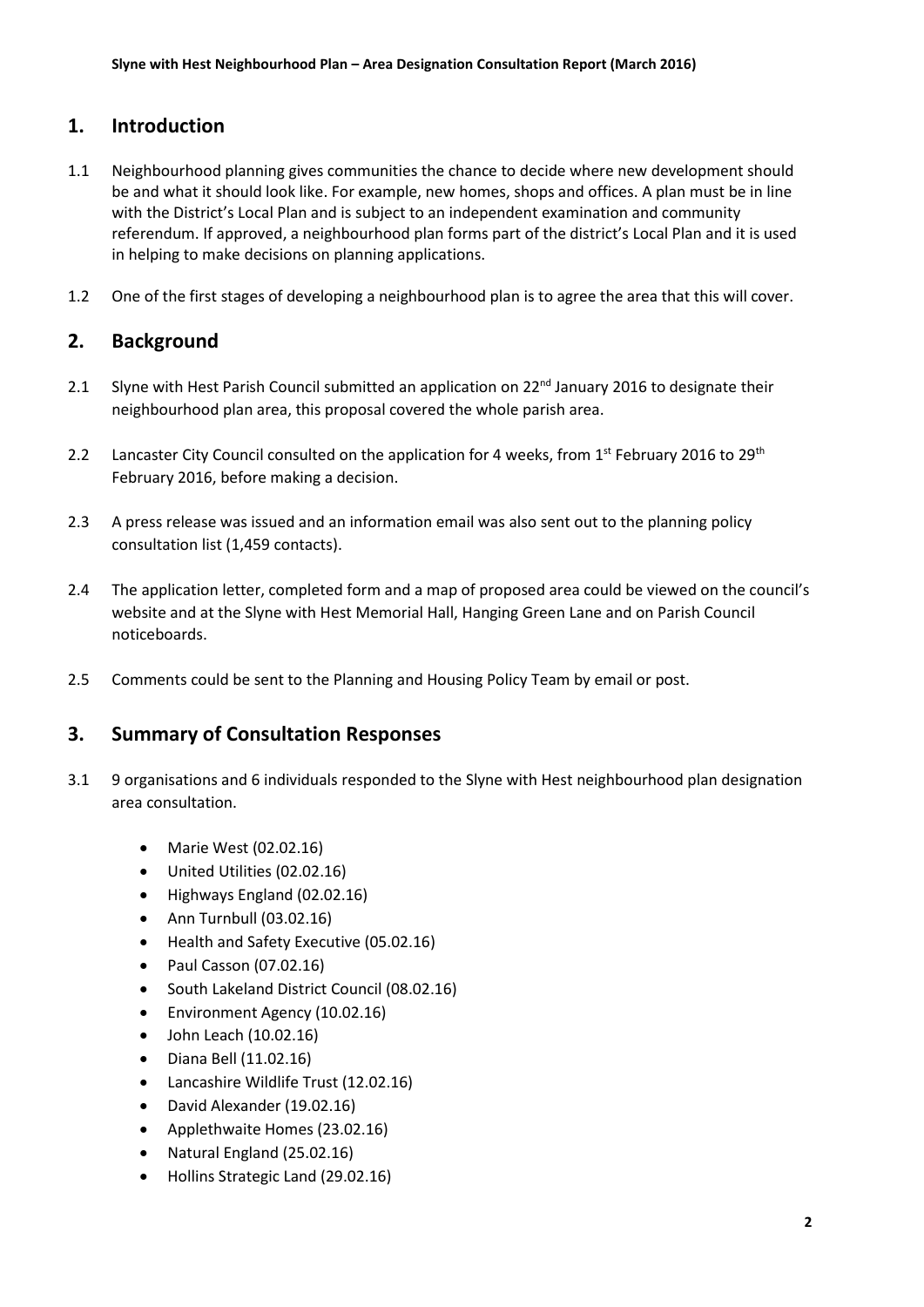## 1. Introduction

1.1 Neighbourhood planning gives communities the chance to decide where new development should be and what it should look like. For example, new homes, shops and offices. A plan must be in line with the District's Local Plan and is subject to an independent examination and community referendum. If approved, a neighbourhood plan forms part of the district's Local Plan and it is used in helping to make decisions on planning applications.

1.2 One of the first stages of developing a neighbourhood plan is to agree the area that this will cover.

## 2. Background

2.1 Slyne with Hest Parish Council submitted an application on 22nd January 2016 to designate their neighbourhood plan area, this proposal covered the whole parish area.

2.2 Lancaster City Council consulted on the application for 4 weeks, from 1st February 2016 to 29th February 2016, before making a decision.

2.3 A press release was issued and an information email was also sent out to the planning policy consultation list (1,459 contacts).

2.4 The application letter, completed form and a map of proposed area could be viewed on the council's website and at the Slyne with Hest Memorial Hall, Hanging Green Lane and on Parish Council noticeboards.

2.5 Comments could be sent to the Planning and Housing Policy Team by email or post.

## 3. Summary of Consultation Responses

3.1 9 organisations and 6 individuals responded to the Slyne with Hest neighbourhood plan designation area consultation.

- Marie West (02.02.16)
- United Utilities (02.02.16)
- Highways England (02.02.16)
- Ann Turnbull (03.02.16)
- Health and Safety Executive (05.02.16)
- Paul Casson (07.02.16)
- South Lakeland District Council (08.02.16)
- Environment Agency (10.02.16)
- John Leach (10.02.16)
- Diana Bell (11.02.16)
- Lancashire Wildlife Trust (12.02.16)
- David Alexander (19.02.16)
- Applethwaite Homes (23.02.16)
- Natural England (25.02.16)
- Hollins Strategic Land (29.02.16)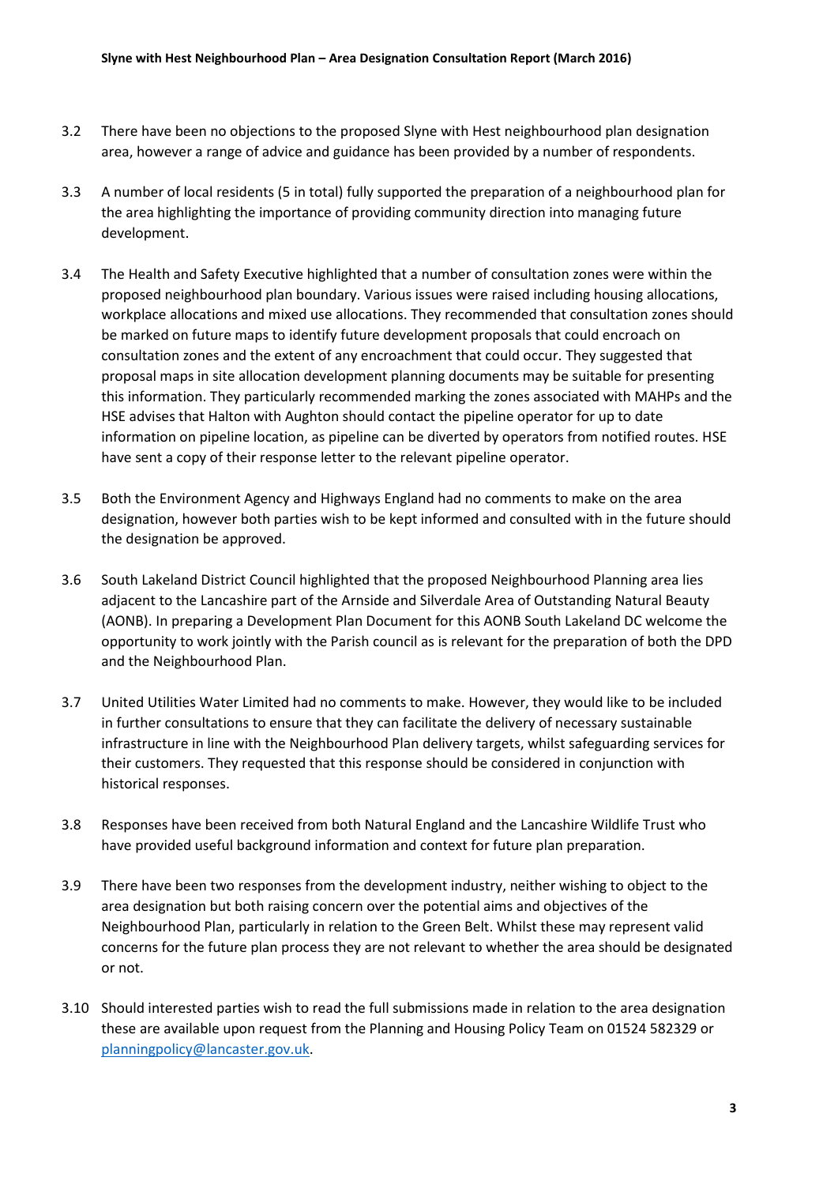3.2 There have been no objections to the proposed Slyne with Hest neighbourhood plan designation area, however a range of advice and guidance has been provided by a number of respondents.

3.3 A number of local residents (5 in total) fully supported the preparation of a neighbourhood plan for the area highlighting the importance of providing community direction into managing future development.

3.4 The Health and Safety Executive highlighted that a number of consultation zones were within the proposed neighbourhood plan boundary. Various issues were raised including housing allocations, workplace allocations and mixed use allocations. They recommended that consultation zones should be marked on future maps to identify future development proposals that could encroach on consultation zones and the extent of any encroachment that could occur. They suggested that proposal maps in site allocation development planning documents may be suitable for presenting this information. They particularly recommended marking the zones associated with MAHPs and the HSE advises that Halton with Aughton should contact the pipeline operator for up to date information on pipeline location, as pipeline can be diverted by operators from notified routes. HSE have sent a copy of their response letter to the relevant pipeline operator.

3.5 Both the Environment Agency and Highways England had no comments to make on the area designation, however both parties wish to be kept informed and consulted with in the future should the designation be approved.

3.6 South Lakeland District Council highlighted that the proposed Neighbourhood Planning area lies adjacent to the Lancashire part of the Arnside and Silverdale Area of Outstanding Natural Beauty (AONB). In preparing a Development Plan Document for this AONB South Lakeland DC welcome the opportunity to work jointly with the Parish council as is relevant for the preparation of both the DPD and the Neighbourhood Plan.

3.7 United Utilities Water Limited had no comments to make. However, they would like to be included in further consultations to ensure that they can facilitate the delivery of necessary sustainable infrastructure in line with the Neighbourhood Plan delivery targets, whilst safeguarding services for their customers. They requested that this response should be considered in conjunction with historical responses.

3.8 Responses have been received from both Natural England and the Lancashire Wildlife Trust who have provided useful background information and context for future plan preparation.

3.9 There have been two responses from the development industry, neither wishing to object to the area designation but both raising concern over the potential aims and objectives of the Neighbourhood Plan, particularly in relation to the Green Belt. Whilst these may represent valid concerns for the future plan process they are not relevant to whether the area should be designated or not.

3.10 Should interested parties wish to read the full submissions made in relation to the area designation these are available upon request from the Planning and Housing Policy Team on 01524 582329 or planningpolicy@lancaster.gov.uk.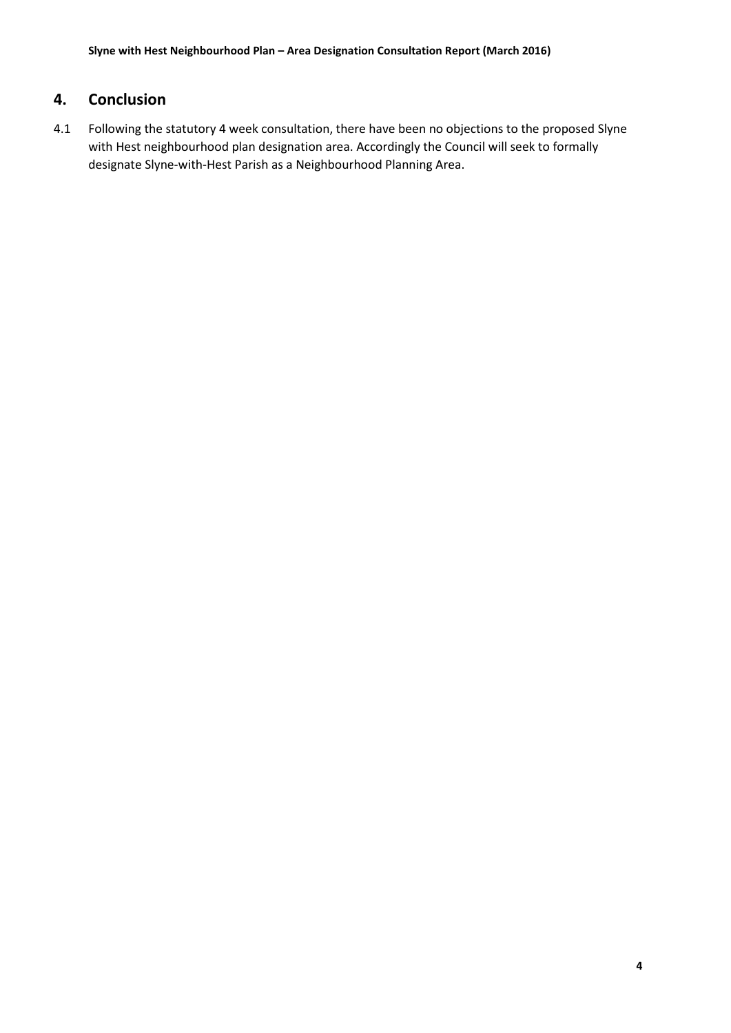## 4. Conclusion

4.1 Following the statutory 4 week consultation, there have been no objections to the proposed Slyne with Hest neighbourhood plan designation area. Accordingly the Council will seek to formally designate Slyne-with-Hest Parish as a Neighbourhood Planning Area.